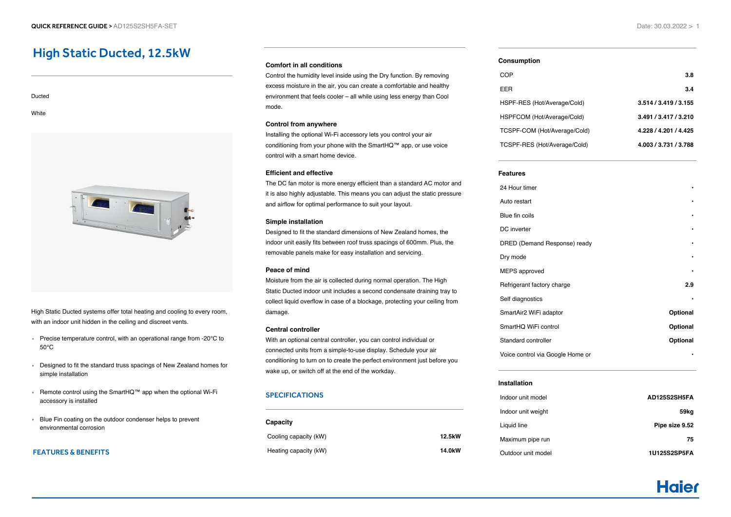# High Static Ducted, 12.5kW

Ducted

White

High Static Ducted systems offer total heating and cooling to every room, with an indoor unit hidden in the ceiling and discreet vents.

- Precise temperature control, with an operational range from -20°C to 50°C
- Designed to fit the standard truss spacings of New Zealand homes for simple installation
- Remote control using the SmartHQ™ app when the optional Wi-Fi accessory is installed
- Blue Fin coating on the outdoor condenser helps to prevent environmental corrosion

## FEATURES & BENEFITS

**Comfort in all conditions**

Control the humidity level inside using the Dry function. By removing excess moisture in the air, you can create a comfortable and healthy environment that feels cooler – all while using less energy than Cool mode.

**Control from anywhere**

Installing the optional Wi-Fi accessory lets you control your air conditioning from your phone with the SmartHQ™ app, or use voice control with a smart home device.

**Efficient and effective**

The DC fan motor is more energy efficient than a standard AC motor and it is also highly adjustable. This means you can adjust the static pressure and airflow for optimal performance to suit your layout.

**Simple installation**

Designed to fit the standard dimensions of New Zealand homes, the indoor unit easily fits between roof truss spacings of 600mm. Plus, the removable panels make for easy installation and servicing.

**Peace of mind**

Moisture from the air is collected during normal operation. The High Static Ducted indoor unit includes a second condensate draining tray to collect liquid overflow in case of a blockage, protecting your ceiling from damage.

**Central controller**

With an optional central controller, you can control individual or connected units from a simple-to-use display. Schedule your air conditioning to turn on to create the perfect environment just before you wake up, or switch off at the end of the workday.

## SPECIFICATIONS

**Capacity**

| | |
|---|---|
| Cooling capacity (kW) | 12.5kW |
| Heating capacity (kW) | 14.0kW |

**Consumption**

| | |
|---|---|
| COP | 3.8 |
| EER | 3.4 |
| HSPF-RES (Hot/Average/Cold) | 3.514 / 3.419 / 3.155 |
| HSPFCOM (Hot/Average/Cold) | 3.491 / 3.417 / 3.210 |
| TCSPF-COM (Hot/Average/Cold) | 4.228 / 4.201 / 4.425 |
| TCSPF-RES (Hot/Average/Cold) | 4.003 / 3.731 / 3.788 |

**Features**

| | |
|---|---|
| 24 Hour timer | • |
| Auto restart | • |
| Blue fin coils | • |
| DC inverter | • |
| DRED (Demand Response) ready | • |
| Dry mode | • |
| MEPS approved | • |
| Refrigerant factory charge | 2.9 |
| Self diagnostics | • |
| SmartAir2 WiFi adaptor | Optional |
| SmartHQ WiFi control | Optional |
| Standard controller | Optional |
| Voice control via Google Home or | • |

**Installation**

| | |
|---|---|
| Indoor unit model | AD125S2SH5FA |
| Indoor unit weight | 59kg |
| Liquid line | Pipe size 9.52 |
| Maximum pipe run | 75 |
| Outdoor unit model | 1U125S2SP5FA |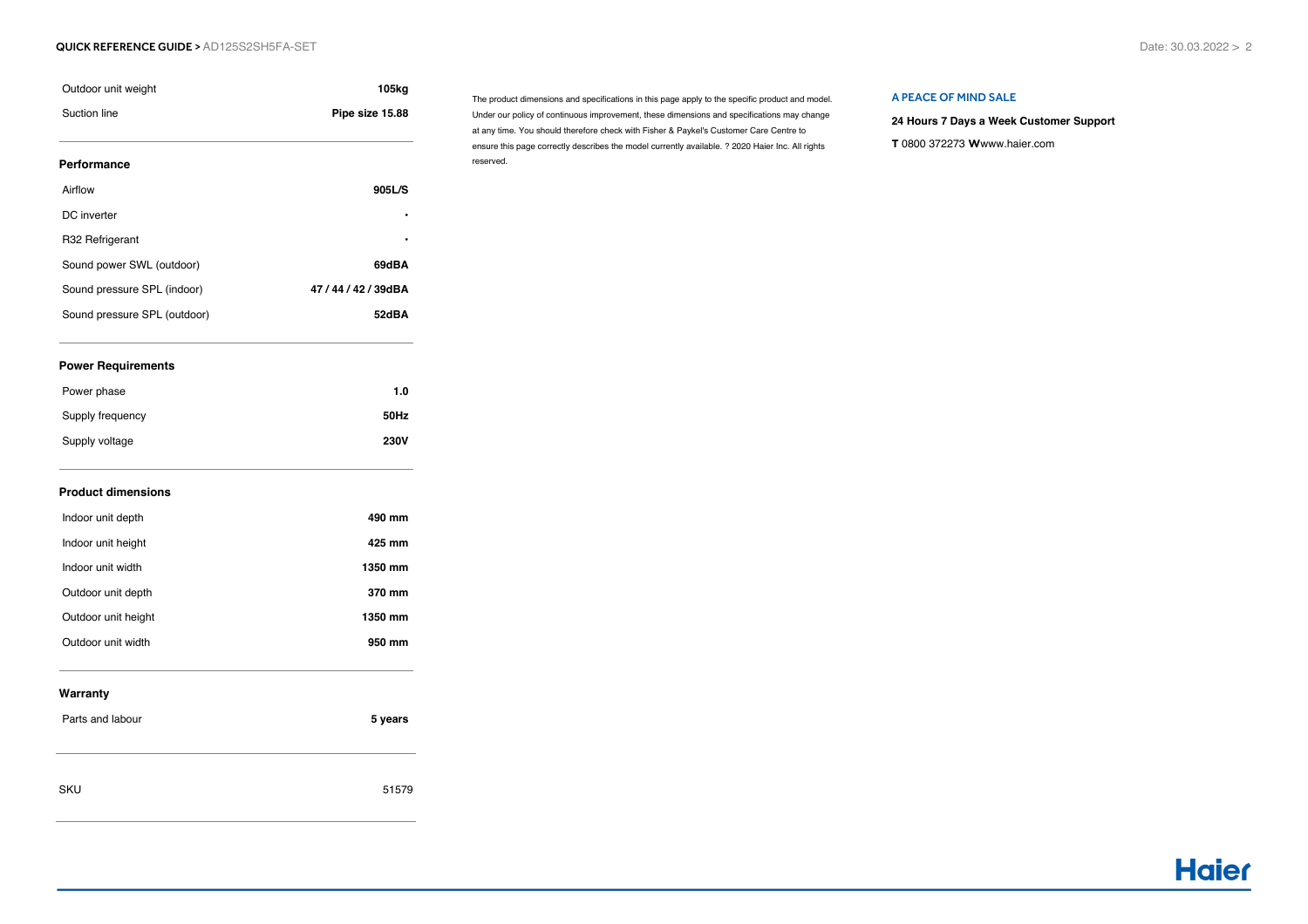| | |
|---|---|
| Outdoor unit weight | **105kg** |
| Suction line | **Pipe size 15.88** |

## Performance

| | |
|---|---|
| Airflow | **905L/S** |
| DC inverter | • |
| R32 Refrigerant | • |
| Sound power SWL (outdoor) | **69dBA** |
| Sound pressure SPL (indoor) | **47 / 44 / 42 / 39dBA** |
| Sound pressure SPL (outdoor) | **52dBA** |

## Power Requirements

| | |
|---|---|
| Power phase | **1.0** |
| Supply frequency | **50Hz** |
| Supply voltage | **230V** |

## Product dimensions

| | |
|---|---|
| Indoor unit depth | **490 mm** |
| Indoor unit height | **425 mm** |
| Indoor unit width | **1350 mm** |
| Outdoor unit depth | **370 mm** |
| Outdoor unit height | **1350 mm** |
| Outdoor unit width | **950 mm** |

## Warranty

| | |
|---|---|
| Parts and labour | **5 years** |

| | |
|---|---|
| SKU | 51579 |

The product dimensions and specifications in this page apply to the specific product and model. Under our policy of continuous improvement, these dimensions and specifications may change at any time. You should therefore check with Fisher & Paykel's Customer Care Centre to ensure this page correctly describes the model currently available. ? 2020 Haier Inc. All rights reserved.

### A PEACE OF MIND SALE

**24 Hours 7 Days a Week Customer Support**

**T** 0800 372273 **W**www.haier.com